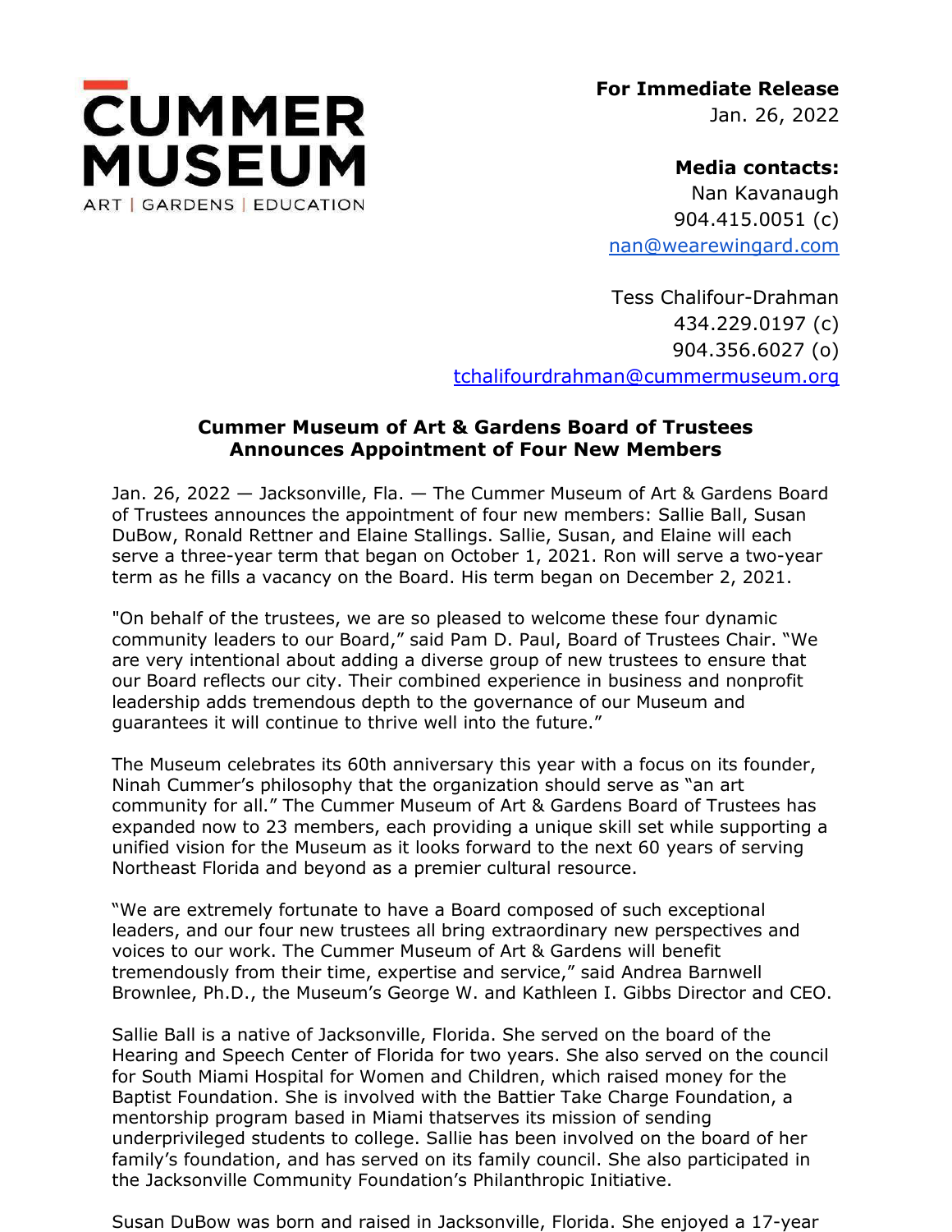**CUMMER MUSEUM**
ART | GARDENS | EDUCATION

**For Immediate Release**
Jan. 26, 2022

**Media contacts:**
Nan Kavanaugh
904.415.0051 (c)
nan@wearewingard.com

Tess Chalifour-Drahman
434.229.0197 (c)
904.356.6027 (o)
tchalifourdrahman@cummermuseum.org

## Cummer Museum of Art & Gardens Board of Trustees Announces Appointment of Four New Members

Jan. 26, 2022 — Jacksonville, Fla. — The Cummer Museum of Art & Gardens Board of Trustees announces the appointment of four new members: Sallie Ball, Susan DuBow, Ronald Rettner and Elaine Stallings. Sallie, Susan, and Elaine will each serve a three-year term that began on October 1, 2021. Ron will serve a two-year term as he fills a vacancy on the Board. His term began on December 2, 2021.

"On behalf of the trustees, we are so pleased to welcome these four dynamic community leaders to our Board," said Pam D. Paul, Board of Trustees Chair. "We are very intentional about adding a diverse group of new trustees to ensure that our Board reflects our city. Their combined experience in business and nonprofit leadership adds tremendous depth to the governance of our Museum and guarantees it will continue to thrive well into the future."

The Museum celebrates its 60th anniversary this year with a focus on its founder, Ninah Cummer's philosophy that the organization should serve as "an art community for all." The Cummer Museum of Art & Gardens Board of Trustees has expanded now to 23 members, each providing a unique skill set while supporting a unified vision for the Museum as it looks forward to the next 60 years of serving Northeast Florida and beyond as a premier cultural resource.

"We are extremely fortunate to have a Board composed of such exceptional leaders, and our four new trustees all bring extraordinary new perspectives and voices to our work. The Cummer Museum of Art & Gardens will benefit tremendously from their time, expertise and service," said Andrea Barnwell Brownlee, Ph.D., the Museum's George W. and Kathleen I. Gibbs Director and CEO.

Sallie Ball is a native of Jacksonville, Florida. She served on the board of the Hearing and Speech Center of Florida for two years. She also served on the council for South Miami Hospital for Women and Children, which raised money for the Baptist Foundation. She is involved with the Battier Take Charge Foundation, a mentorship program based in Miami thatserves its mission of sending underprivileged students to college. Sallie has been involved on the board of her family's foundation, and has served on its family council. She also participated in the Jacksonville Community Foundation's Philanthropic Initiative.

Susan DuBow was born and raised in Jacksonville, Florida. She enjoyed a 17-year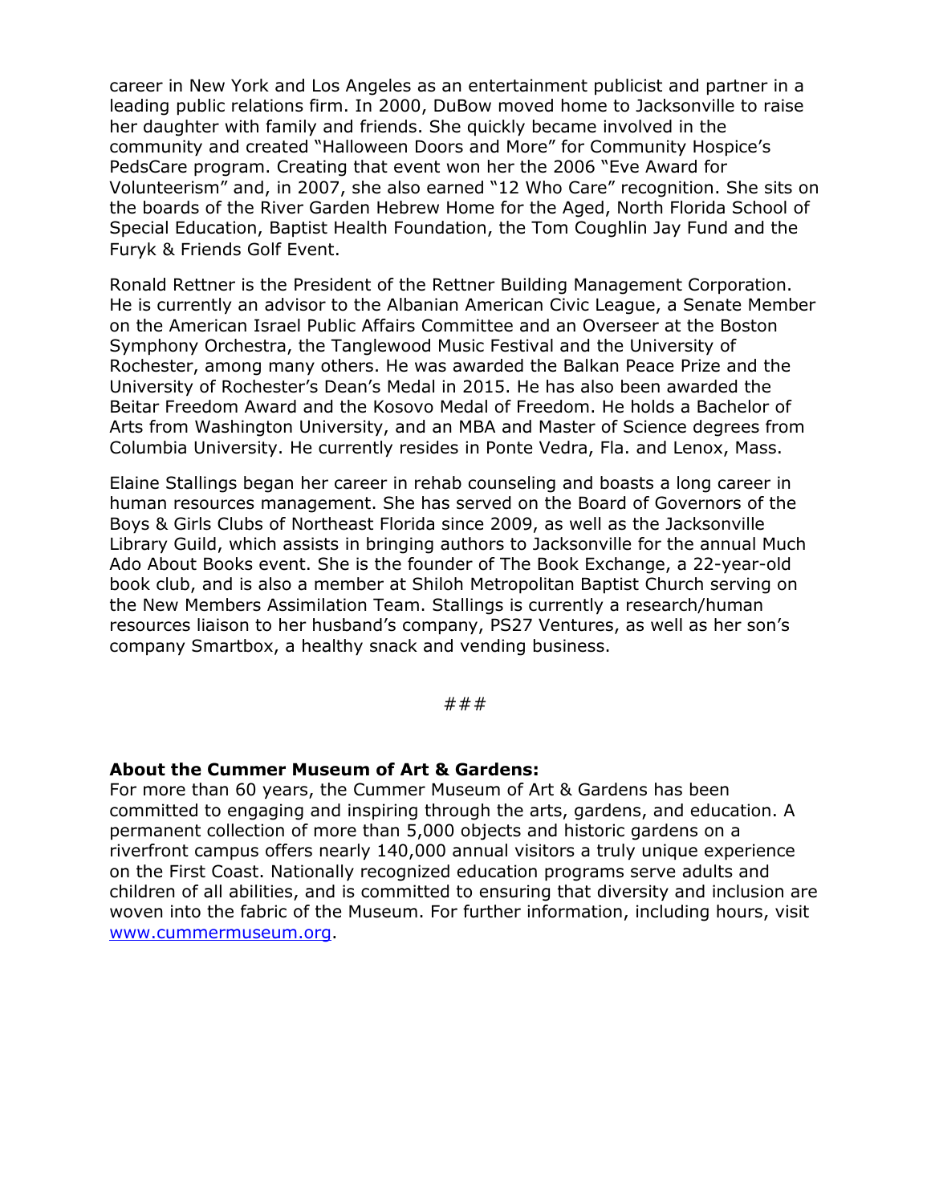career in New York and Los Angeles as an entertainment publicist and partner in a leading public relations firm. In 2000, DuBow moved home to Jacksonville to raise her daughter with family and friends. She quickly became involved in the community and created "Halloween Doors and More" for Community Hospice's PedsCare program. Creating that event won her the 2006 "Eve Award for Volunteerism" and, in 2007, she also earned "12 Who Care" recognition. She sits on the boards of the River Garden Hebrew Home for the Aged, North Florida School of Special Education, Baptist Health Foundation, the Tom Coughlin Jay Fund and the Furyk & Friends Golf Event.

Ronald Rettner is the President of the Rettner Building Management Corporation. He is currently an advisor to the Albanian American Civic League, a Senate Member on the American Israel Public Affairs Committee and an Overseer at the Boston Symphony Orchestra, the Tanglewood Music Festival and the University of Rochester, among many others. He was awarded the Balkan Peace Prize and the University of Rochester's Dean's Medal in 2015. He has also been awarded the Beitar Freedom Award and the Kosovo Medal of Freedom. He holds a Bachelor of Arts from Washington University, and an MBA and Master of Science degrees from Columbia University. He currently resides in Ponte Vedra, Fla. and Lenox, Mass.

Elaine Stallings began her career in rehab counseling and boasts a long career in human resources management. She has served on the Board of Governors of the Boys & Girls Clubs of Northeast Florida since 2009, as well as the Jacksonville Library Guild, which assists in bringing authors to Jacksonville for the annual Much Ado About Books event. She is the founder of The Book Exchange, a 22-year-old book club, and is also a member at Shiloh Metropolitan Baptist Church serving on the New Members Assimilation Team. Stallings is currently a research/human resources liaison to her husband's company, PS27 Ventures, as well as her son's company Smartbox, a healthy snack and vending business.

###

**About the Cummer Museum of Art & Gardens:**
For more than 60 years, the Cummer Museum of Art & Gardens has been committed to engaging and inspiring through the arts, gardens, and education. A permanent collection of more than 5,000 objects and historic gardens on a riverfront campus offers nearly 140,000 annual visitors a truly unique experience on the First Coast. Nationally recognized education programs serve adults and children of all abilities, and is committed to ensuring that diversity and inclusion are woven into the fabric of the Museum. For further information, including hours, visit www.cummermuseum.org.